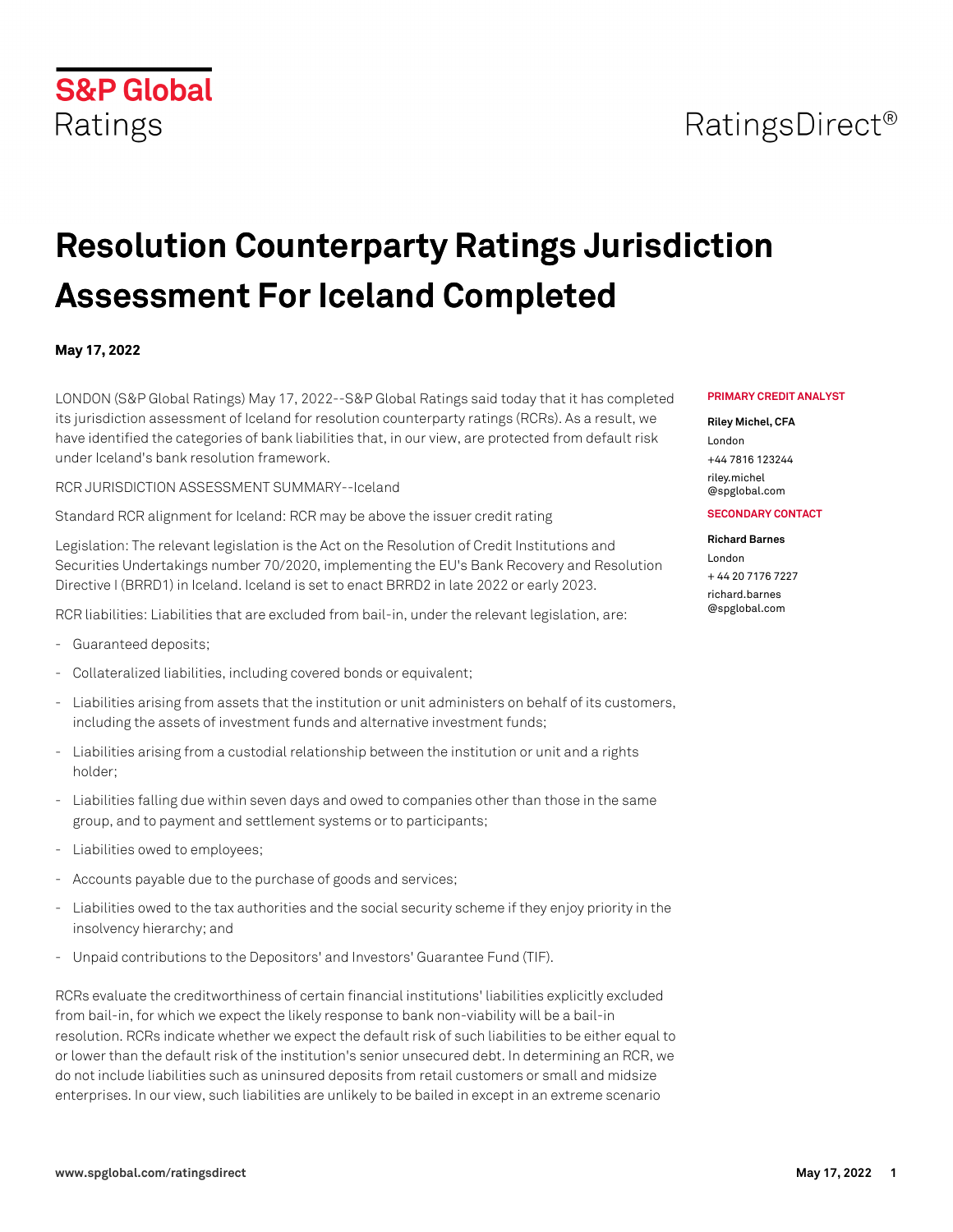S&P Global Ratings

RatingsDirect®

# Resolution Counterparty Ratings Jurisdiction Assessment For Iceland Completed

**May 17, 2022**

LONDON (S&P Global Ratings) May 17, 2022--S&P Global Ratings said today that it has completed its jurisdiction assessment of Iceland for resolution counterparty ratings (RCRs). As a result, we have identified the categories of bank liabilities that, in our view, are protected from default risk under Iceland's bank resolution framework.

RCR JURISDICTION ASSESSMENT SUMMARY--Iceland

Standard RCR alignment for Iceland: RCR may be above the issuer credit rating

Legislation: The relevant legislation is the Act on the Resolution of Credit Institutions and Securities Undertakings number 70/2020, implementing the EU's Bank Recovery and Resolution Directive I (BRRD1) in Iceland. Iceland is set to enact BRRD2 in late 2022 or early 2023.

RCR liabilities: Liabilities that are excluded from bail-in, under the relevant legislation, are:

- Guaranteed deposits;
- Collateralized liabilities, including covered bonds or equivalent;
- Liabilities arising from assets that the institution or unit administers on behalf of its customers, including the assets of investment funds and alternative investment funds;
- Liabilities arising from a custodial relationship between the institution or unit and a rights holder;
- Liabilities falling due within seven days and owed to companies other than those in the same group, and to payment and settlement systems or to participants;
- Liabilities owed to employees;
- Accounts payable due to the purchase of goods and services;
- Liabilities owed to the tax authorities and the social security scheme if they enjoy priority in the insolvency hierarchy; and
- Unpaid contributions to the Depositors' and Investors' Guarantee Fund (TIF).

RCRs evaluate the creditworthiness of certain financial institutions' liabilities explicitly excluded from bail-in, for which we expect the likely response to bank non-viability will be a bail-in resolution. RCRs indicate whether we expect the default risk of such liabilities to be either equal to or lower than the default risk of the institution's senior unsecured debt. In determining an RCR, we do not include liabilities such as uninsured deposits from retail customers or small and midsize enterprises. In our view, such liabilities are unlikely to be bailed in except in an extreme scenario

**PRIMARY CREDIT ANALYST**

**Riley Michel, CFA**
London
+44 7816 123244
riley.michel
@spglobal.com

**SECONDARY CONTACT**

**Richard Barnes**
London
+ 44 20 7176 7227
richard.barnes
@spglobal.com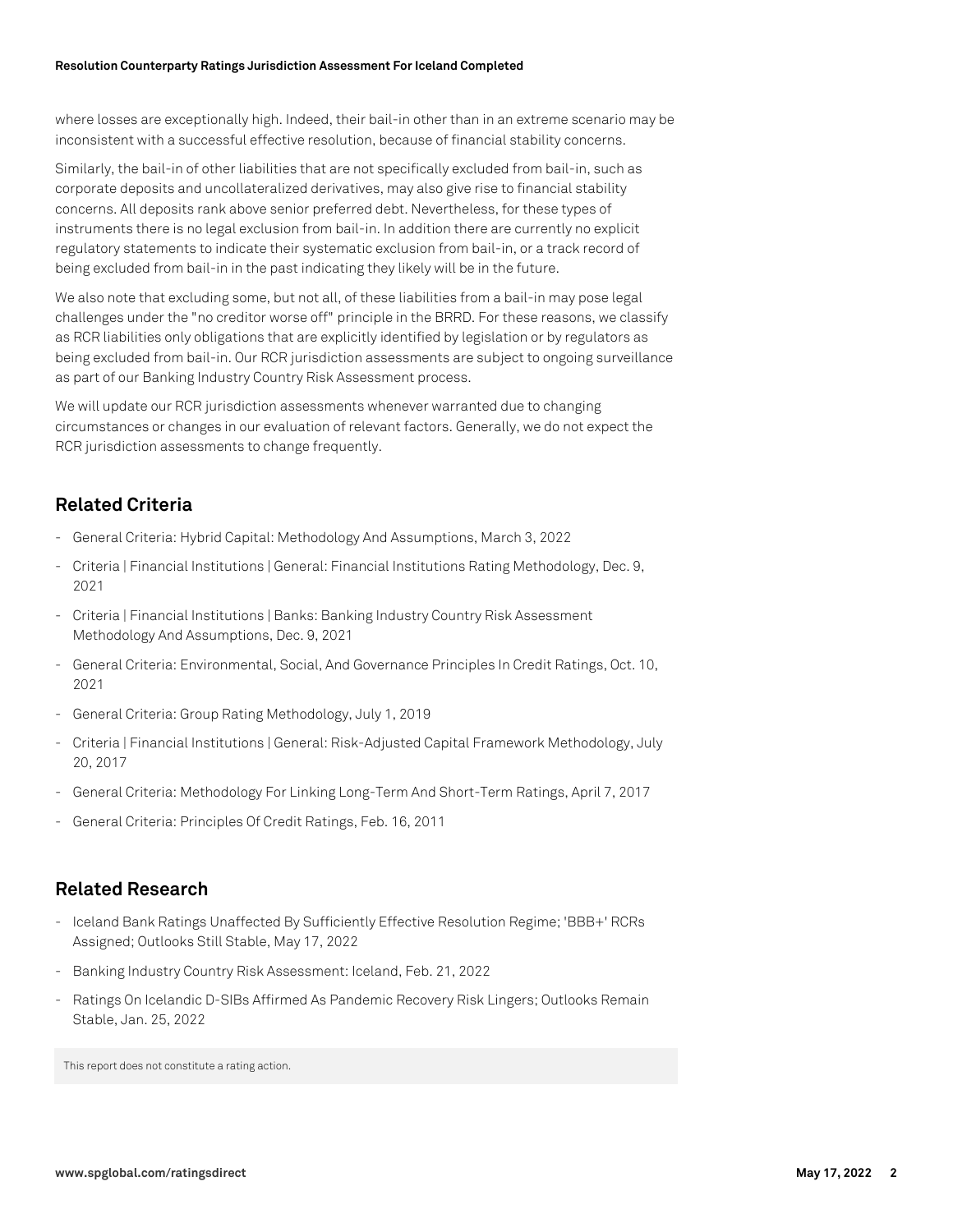where losses are exceptionally high. Indeed, their bail-in other than in an extreme scenario may be inconsistent with a successful effective resolution, because of financial stability concerns.

Similarly, the bail-in of other liabilities that are not specifically excluded from bail-in, such as corporate deposits and uncollateralized derivatives, may also give rise to financial stability concerns. All deposits rank above senior preferred debt. Nevertheless, for these types of instruments there is no legal exclusion from bail-in. In addition there are currently no explicit regulatory statements to indicate their systematic exclusion from bail-in, or a track record of being excluded from bail-in in the past indicating they likely will be in the future.

We also note that excluding some, but not all, of these liabilities from a bail-in may pose legal challenges under the "no creditor worse off" principle in the BRRD. For these reasons, we classify as RCR liabilities only obligations that are explicitly identified by legislation or by regulators as being excluded from bail-in. Our RCR jurisdiction assessments are subject to ongoing surveillance as part of our Banking Industry Country Risk Assessment process.

We will update our RCR jurisdiction assessments whenever warranted due to changing circumstances or changes in our evaluation of relevant factors. Generally, we do not expect the RCR jurisdiction assessments to change frequently.

## Related Criteria

- General Criteria: Hybrid Capital: Methodology And Assumptions, March 3, 2022
- Criteria | Financial Institutions | General: Financial Institutions Rating Methodology, Dec. 9, 2021
- Criteria | Financial Institutions | Banks: Banking Industry Country Risk Assessment Methodology And Assumptions, Dec. 9, 2021
- General Criteria: Environmental, Social, And Governance Principles In Credit Ratings, Oct. 10, 2021
- General Criteria: Group Rating Methodology, July 1, 2019
- Criteria | Financial Institutions | General: Risk-Adjusted Capital Framework Methodology, July 20, 2017
- General Criteria: Methodology For Linking Long-Term And Short-Term Ratings, April 7, 2017
- General Criteria: Principles Of Credit Ratings, Feb. 16, 2011

## Related Research

- Iceland Bank Ratings Unaffected By Sufficiently Effective Resolution Regime; 'BBB+' RCRs Assigned; Outlooks Still Stable, May 17, 2022
- Banking Industry Country Risk Assessment: Iceland, Feb. 21, 2022
- Ratings On Icelandic D-SIBs Affirmed As Pandemic Recovery Risk Lingers; Outlooks Remain Stable, Jan. 25, 2022

This report does not constitute a rating action.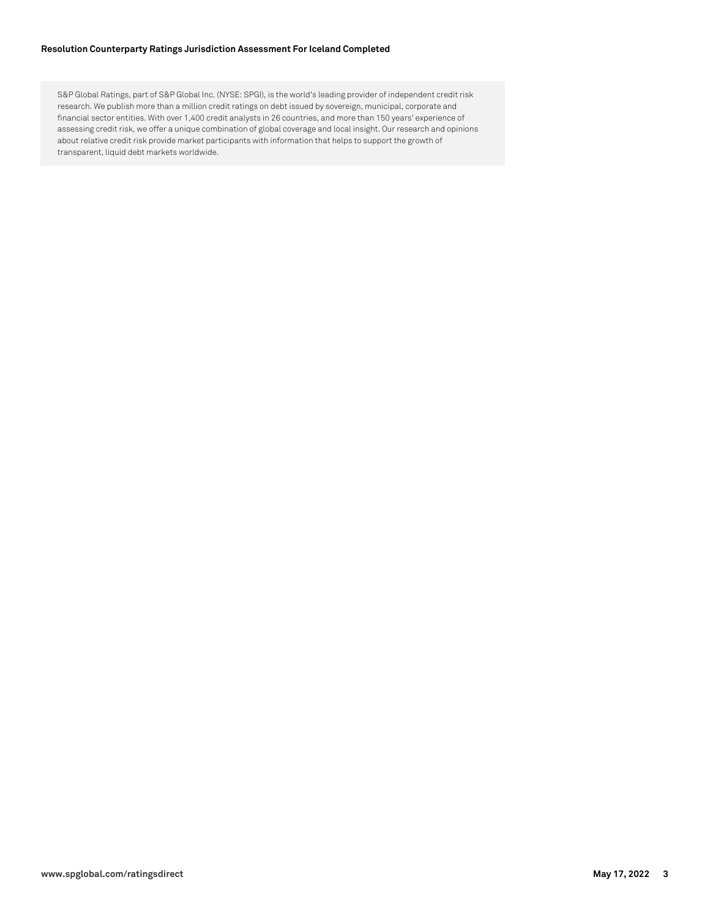S&P Global Ratings, part of S&P Global Inc. (NYSE: SPGI), is the world's leading provider of independent credit risk research. We publish more than a million credit ratings on debt issued by sovereign, municipal, corporate and financial sector entities. With over 1,400 credit analysts in 26 countries, and more than 150 years' experience of assessing credit risk, we offer a unique combination of global coverage and local insight. Our research and opinions about relative credit risk provide market participants with information that helps to support the growth of transparent, liquid debt markets worldwide.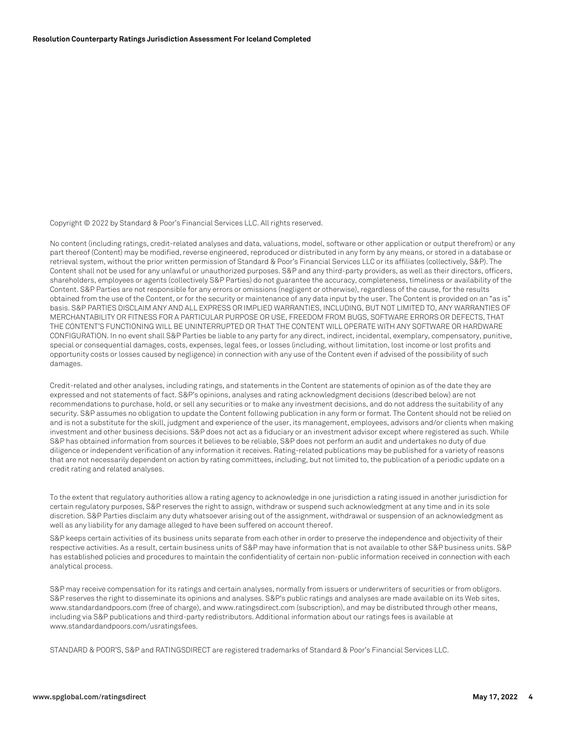Copyright © 2022 by Standard & Poor's Financial Services LLC. All rights reserved.

No content (including ratings, credit-related analyses and data, valuations, model, software or other application or output therefrom) or any part thereof (Content) may be modified, reverse engineered, reproduced or distributed in any form by any means, or stored in a database or retrieval system, without the prior written permission of Standard & Poor's Financial Services LLC or its affiliates (collectively, S&P). The Content shall not be used for any unlawful or unauthorized purposes. S&P and any third-party providers, as well as their directors, officers, shareholders, employees or agents (collectively S&P Parties) do not guarantee the accuracy, completeness, timeliness or availability of the Content. S&P Parties are not responsible for any errors or omissions (negligent or otherwise), regardless of the cause, for the results obtained from the use of the Content, or for the security or maintenance of any data input by the user. The Content is provided on an "as is" basis. S&P PARTIES DISCLAIM ANY AND ALL EXPRESS OR IMPLIED WARRANTIES, INCLUDING, BUT NOT LIMITED TO, ANY WARRANTIES OF MERCHANTABILITY OR FITNESS FOR A PARTICULAR PURPOSE OR USE, FREEDOM FROM BUGS, SOFTWARE ERRORS OR DEFECTS, THAT THE CONTENT'S FUNCTIONING WILL BE UNINTERRUPTED OR THAT THE CONTENT WILL OPERATE WITH ANY SOFTWARE OR HARDWARE CONFIGURATION. In no event shall S&P Parties be liable to any party for any direct, indirect, incidental, exemplary, compensatory, punitive, special or consequential damages, costs, expenses, legal fees, or losses (including, without limitation, lost income or lost profits and opportunity costs or losses caused by negligence) in connection with any use of the Content even if advised of the possibility of such damages.

Credit-related and other analyses, including ratings, and statements in the Content are statements of opinion as of the date they are expressed and not statements of fact. S&P's opinions, analyses and rating acknowledgment decisions (described below) are not recommendations to purchase, hold, or sell any securities or to make any investment decisions, and do not address the suitability of any security. S&P assumes no obligation to update the Content following publication in any form or format. The Content should not be relied on and is not a substitute for the skill, judgment and experience of the user, its management, employees, advisors and/or clients when making investment and other business decisions. S&P does not act as a fiduciary or an investment advisor except where registered as such. While S&P has obtained information from sources it believes to be reliable, S&P does not perform an audit and undertakes no duty of due diligence or independent verification of any information it receives. Rating-related publications may be published for a variety of reasons that are not necessarily dependent on action by rating committees, including, but not limited to, the publication of a periodic update on a credit rating and related analyses.

To the extent that regulatory authorities allow a rating agency to acknowledge in one jurisdiction a rating issued in another jurisdiction for certain regulatory purposes, S&P reserves the right to assign, withdraw or suspend such acknowledgment at any time and in its sole discretion. S&P Parties disclaim any duty whatsoever arising out of the assignment, withdrawal or suspension of an acknowledgment as well as any liability for any damage alleged to have been suffered on account thereof.

S&P keeps certain activities of its business units separate from each other in order to preserve the independence and objectivity of their respective activities. As a result, certain business units of S&P may have information that is not available to other S&P business units. S&P has established policies and procedures to maintain the confidentiality of certain non-public information received in connection with each analytical process.

S&P may receive compensation for its ratings and certain analyses, normally from issuers or underwriters of securities or from obligors. S&P reserves the right to disseminate its opinions and analyses. S&P's public ratings and analyses are made available on its Web sites, www.standardandpoors.com (free of charge), and www.ratingsdirect.com (subscription), and may be distributed through other means, including via S&P publications and third-party redistributors. Additional information about our ratings fees is available at www.standardandpoors.com/usratingsfees.

STANDARD & POOR'S, S&P and RATINGSDIRECT are registered trademarks of Standard & Poor's Financial Services LLC.